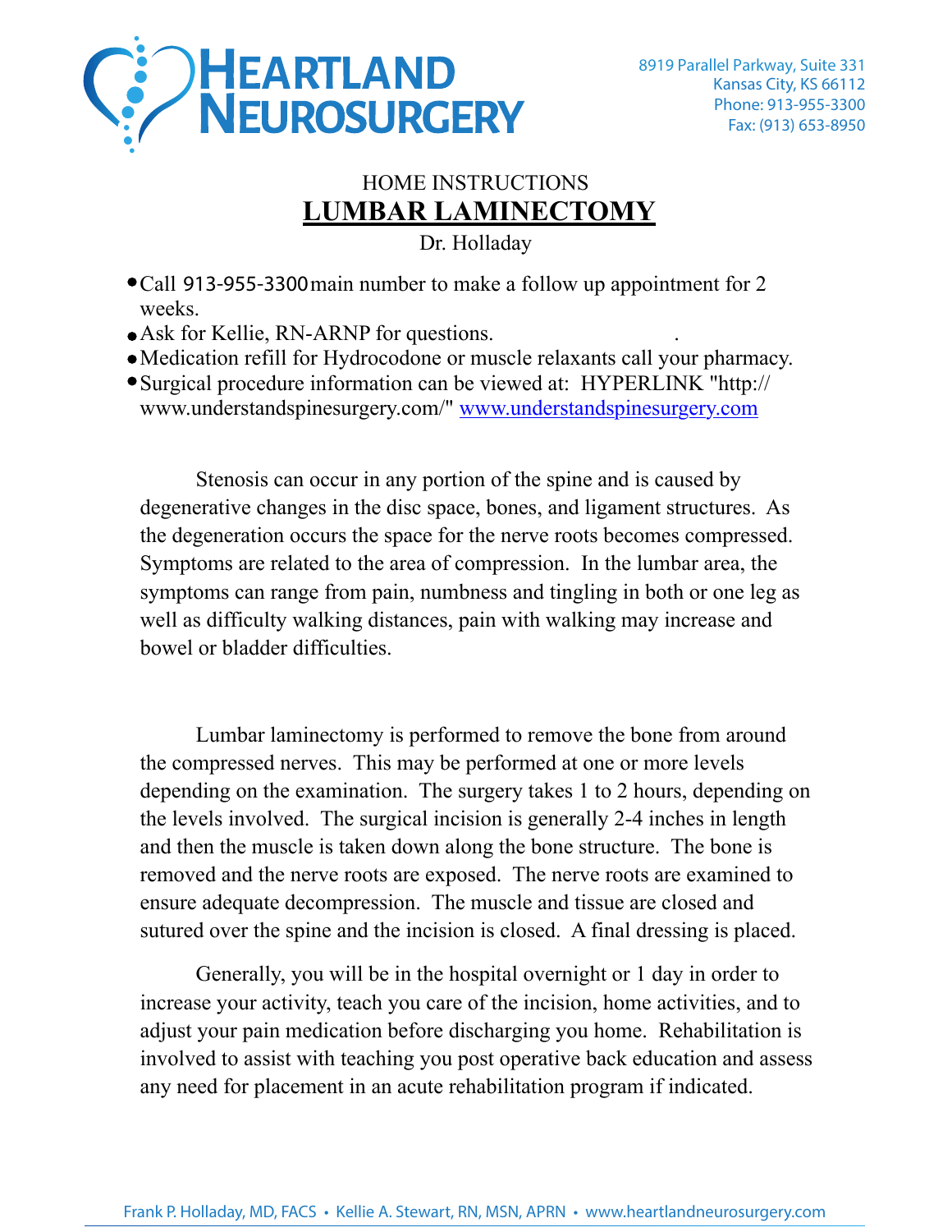HEARTLAND NEUROSURGERY

8919 Parallel Parkway, Suite 331
Kansas City, KS 66112
Phone: 913-955-3300
Fax: (913) 653-8950

HOME INSTRUCTIONS

# LUMBAR LAMINECTOMY

Dr. Holladay

- Call 913-955-3300 main number to make a follow up appointment for 2 weeks.
- Ask for Kellie, RN-ARNP for questions.
- Medication refill for Hydrocodone or muscle relaxants call your pharmacy.
- Surgical procedure information can be viewed at: HYPERLINK "http://www.understandspinesurgery.com/" www.understandspinesurgery.com

Stenosis can occur in any portion of the spine and is caused by degenerative changes in the disc space, bones, and ligament structures. As the degeneration occurs the space for the nerve roots becomes compressed. Symptoms are related to the area of compression. In the lumbar area, the symptoms can range from pain, numbness and tingling in both or one leg as well as difficulty walking distances, pain with walking may increase and bowel or bladder difficulties.

Lumbar laminectomy is performed to remove the bone from around the compressed nerves. This may be performed at one or more levels depending on the examination. The surgery takes 1 to 2 hours, depending on the levels involved. The surgical incision is generally 2-4 inches in length and then the muscle is taken down along the bone structure. The bone is removed and the nerve roots are exposed. The nerve roots are examined to ensure adequate decompression. The muscle and tissue are closed and sutured over the spine and the incision is closed. A final dressing is placed.

Generally, you will be in the hospital overnight or 1 day in order to increase your activity, teach you care of the incision, home activities, and to adjust your pain medication before discharging you home. Rehabilitation is involved to assist with teaching you post operative back education and assess any need for placement in an acute rehabilitation program if indicated.

Frank P. Holladay, MD, FACS • Kellie A. Stewart, RN, MSN, APRN • www.heartlandneurosurgery.com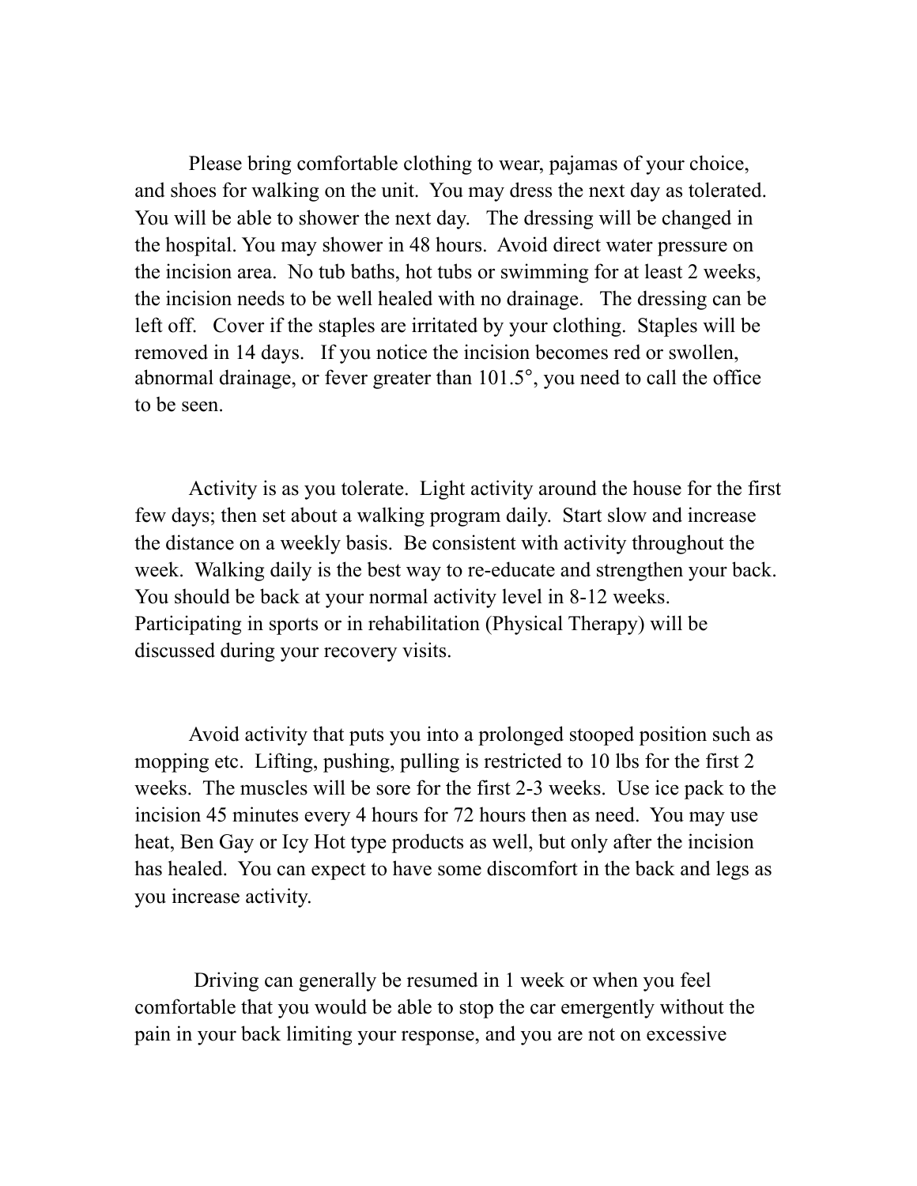Please bring comfortable clothing to wear, pajamas of your choice, and shoes for walking on the unit. You may dress the next day as tolerated. You will be able to shower the next day. The dressing will be changed in the hospital. You may shower in 48 hours. Avoid direct water pressure on the incision area. No tub baths, hot tubs or swimming for at least 2 weeks, the incision needs to be well healed with no drainage. The dressing can be left off. Cover if the staples are irritated by your clothing. Staples will be removed in 14 days. If you notice the incision becomes red or swollen, abnormal drainage, or fever greater than 101.5°, you need to call the office to be seen.

Activity is as you tolerate. Light activity around the house for the first few days; then set about a walking program daily. Start slow and increase the distance on a weekly basis. Be consistent with activity throughout the week. Walking daily is the best way to re-educate and strengthen your back. You should be back at your normal activity level in 8-12 weeks. Participating in sports or in rehabilitation (Physical Therapy) will be discussed during your recovery visits.

Avoid activity that puts you into a prolonged stooped position such as mopping etc. Lifting, pushing, pulling is restricted to 10 lbs for the first 2 weeks. The muscles will be sore for the first 2-3 weeks. Use ice pack to the incision 45 minutes every 4 hours for 72 hours then as need. You may use heat, Ben Gay or Icy Hot type products as well, but only after the incision has healed. You can expect to have some discomfort in the back and legs as you increase activity.

Driving can generally be resumed in 1 week or when you feel comfortable that you would be able to stop the car emergently without the pain in your back limiting your response, and you are not on excessive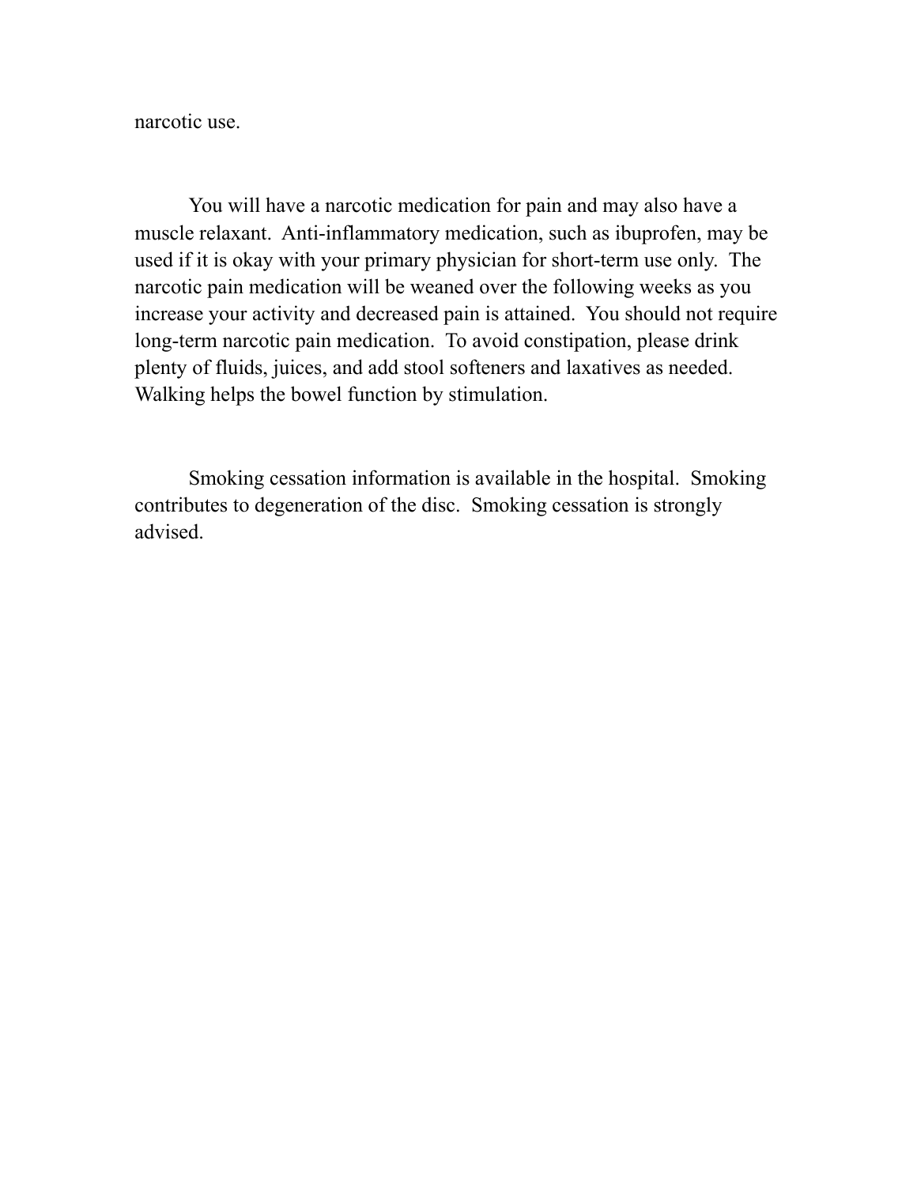narcotic use.

You will have a narcotic medication for pain and may also have a muscle relaxant. Anti-inflammatory medication, such as ibuprofen, may be used if it is okay with your primary physician for short-term use only. The narcotic pain medication will be weaned over the following weeks as you increase your activity and decreased pain is attained. You should not require long-term narcotic pain medication. To avoid constipation, please drink plenty of fluids, juices, and add stool softeners and laxatives as needed. Walking helps the bowel function by stimulation.

Smoking cessation information is available in the hospital. Smoking contributes to degeneration of the disc. Smoking cessation is strongly advised.